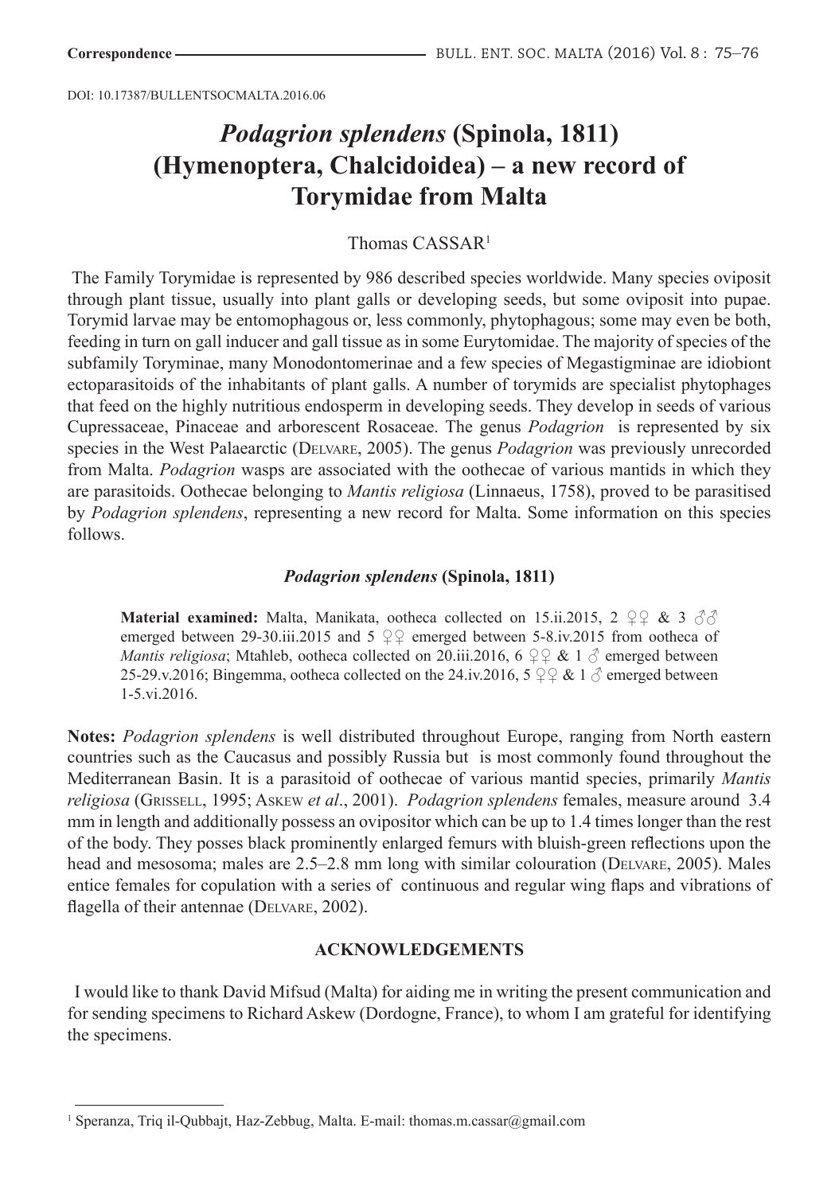**Correspondence**

DOI: 10.17387/BULLENTSOCMALTA.2016.06

# *Podagrion splendens* (Spinola, 1811) (Hymenoptera, Chalcidoidea) – a new record of Torymidae from Malta

Thomas CASSAR[1]

The Family Torymidae is represented by 986 described species worldwide. Many species oviposit through plant tissue, usually into plant galls or developing seeds, but some oviposit into pupae. Torymid larvae may be entomophagous or, less commonly, phytophagous; some may even be both, feeding in turn on gall inducer and gall tissue as in some Eurytomidae. The majority of species of the subfamily Toryminae, many Monodontomerinae and a few species of Megastigminae are idiobiont ectoparasitoids of the inhabitants of plant galls. A number of torymids are specialist phytophages that feed on the highly nutritious endosperm in developing seeds. They develop in seeds of various Cupressaceae, Pinaceae and arborescent Rosaceae. The genus *Podagrion* is represented by six species in the West Palaearctic (Delvare, 2005). The genus *Podagrion* was previously unrecorded from Malta. *Podagrion* wasps are associated with the oothecae of various mantids in which they are parasitoids. Oothecae belonging to *Mantis religiosa* (Linnaeus, 1758), proved to be parasitised by *Podagrion splendens*, representing a new record for Malta. Some information on this species follows.

### *Podagrion splendens* (Spinola, 1811)

**Material examined:** Malta, Manikata, ootheca collected on 15.ii.2015, 2 ♀♀ & 3 ♂♂ emerged between 29-30.iii.2015 and 5 ♀♀ emerged between 5-8.iv.2015 from ootheca of *Mantis religiosa*; Mtaħleb, ootheca collected on 20.iii.2016, 6 ♀♀ & 1 ♂ emerged between 25-29.v.2016; Bingemma, ootheca collected on the 24.iv.2016, 5 ♀♀ & 1 ♂ emerged between 1-5.vi.2016.

**Notes:** *Podagrion splendens* is well distributed throughout Europe, ranging from North eastern countries such as the Caucasus and possibly Russia but is most commonly found throughout the Mediterranean Basin. It is a parasitoid of oothecae of various mantid species, primarily *Mantis religiosa* (Grissell, 1995; Askew *et al*., 2001). *Podagrion splendens* females, measure around 3.4 mm in length and additionally possess an ovipositor which can be up to 1.4 times longer than the rest of the body. They posses black prominently enlarged femurs with bluish-green reflections upon the head and mesosoma; males are 2.5–2.8 mm long with similar colouration (Delvare, 2005). Males entice females for copulation with a series of continuous and regular wing flaps and vibrations of flagella of their antennae (Delvare, 2002).

## ACKNOWLEDGEMENTS

I would like to thank David Mifsud (Malta) for aiding me in writing the present communication and for sending specimens to Richard Askew (Dordogne, France), to whom I am grateful for identifying the specimens.

---

[1] Speranza, Triq il-Qubbajt, Haz-Zebbug, Malta. E-mail: thomas.m.cassar@gmail.com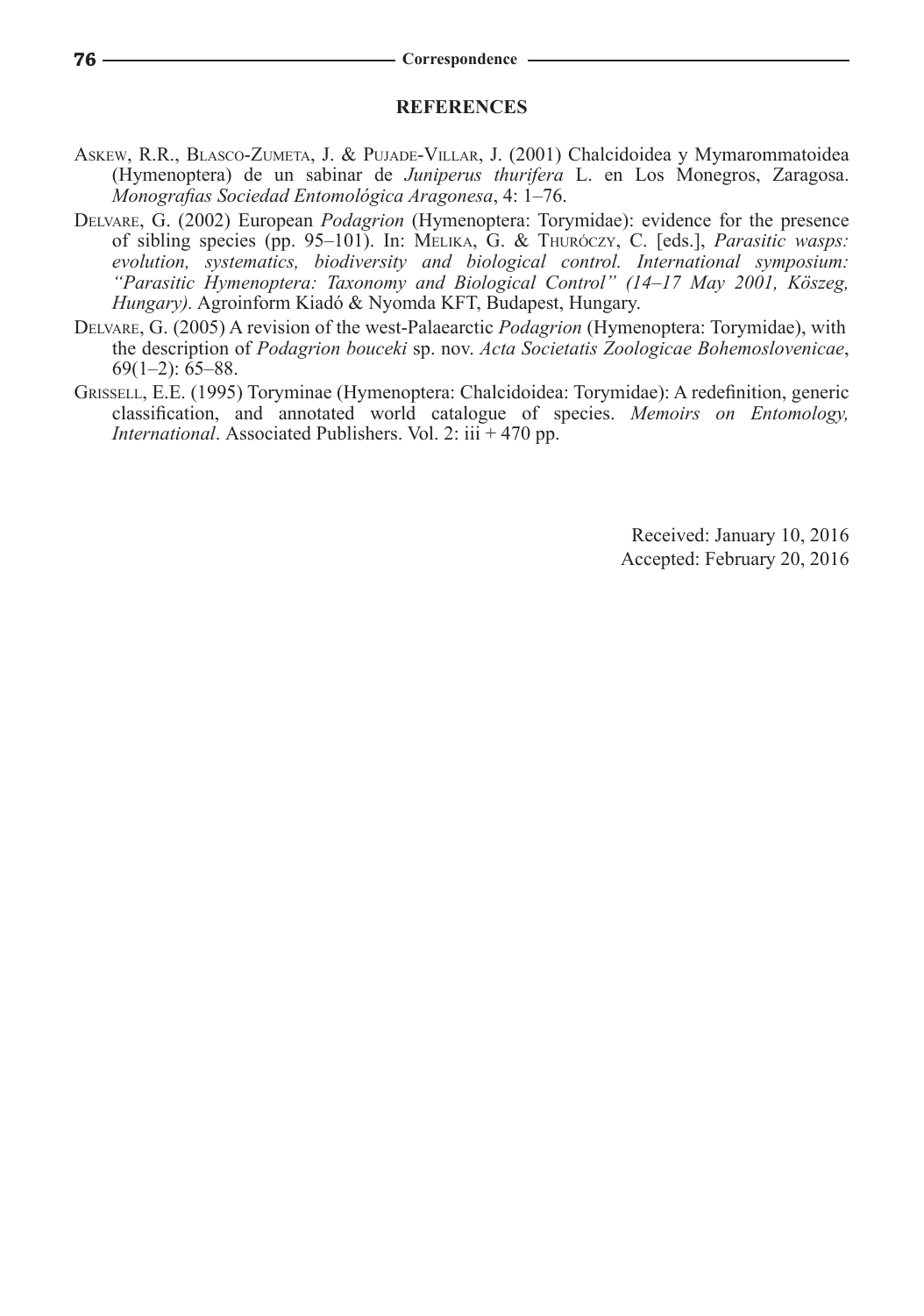## REFERENCES

Askew, R.R., Blasco-Zumeta, J. & Pujade-Villar, J. (2001) Chalcidoidea y Mymarommatoidea (Hymenoptera) de un sabinar de *Juniperus thurifera* L. en Los Monegros, Zaragosa. *Monografias Sociedad Entomológica Aragonesa*, 4: 1–76.

Delvare, G. (2002) European *Podagrion* (Hymenoptera: Torymidae): evidence for the presence of sibling species (pp. 95–101). In: Melika, G. & Thuróczy, C. [eds.], *Parasitic wasps: evolution, systematics, biodiversity and biological control. International symposium: "Parasitic Hymenoptera: Taxonomy and Biological Control" (14–17 May 2001, Köszeg, Hungary).* Agroinform Kiadó & Nyomda KFT, Budapest, Hungary.

Delvare, G. (2005) A revision of the west-Palaearctic *Podagrion* (Hymenoptera: Torymidae), with the description of *Podagrion bouceki* sp. nov. *Acta Societatis Zoologicae Bohemoslovenicae*, 69(1–2): 65–88.

Grissell, E.E. (1995) Toryminae (Hymenoptera: Chalcidoidea: Torymidae): A redefinition, generic classification, and annotated world catalogue of species. *Memoirs on Entomology, International*. Associated Publishers. Vol. 2: iii + 470 pp.

Received: January 10, 2016
Accepted: February 20, 2016